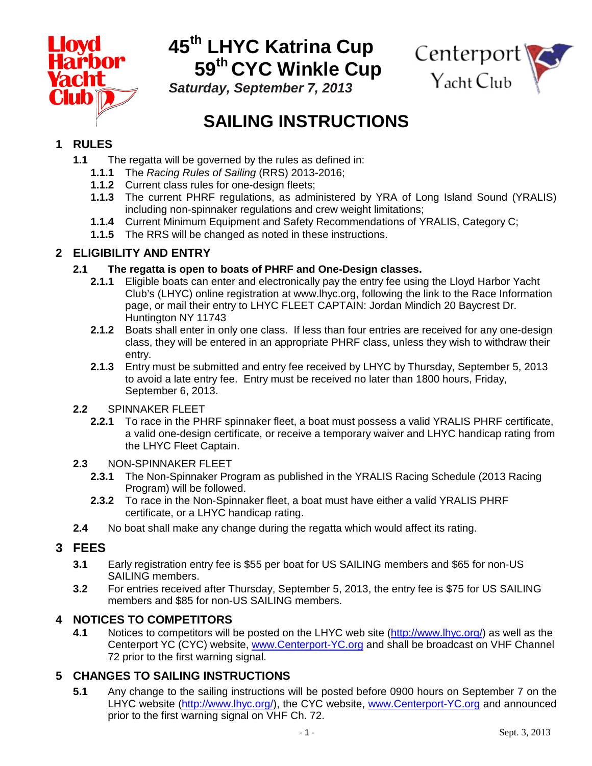# 45th LHYC Katrina Cup 59th CYC Winkle Cup

***Saturday, September 7, 2013***

# SAILING INSTRUCTIONS

## 1 RULES

**1.1** The regatta will be governed by the rules as defined in:

- **1.1.1** The *Racing Rules of Sailing* (RRS) 2013-2016;
- **1.1.2** Current class rules for one-design fleets;
- **1.1.3** The current PHRF regulations, as administered by YRA of Long Island Sound (YRALIS) including non-spinnaker regulations and crew weight limitations;
- **1.1.4** Current Minimum Equipment and Safety Recommendations of YRALIS, Category C;
- **1.1.5** The RRS will be changed as noted in these instructions.

## 2 ELIGIBILITY AND ENTRY

**2.1 The regatta is open to boats of PHRF and One-Design classes.**

- **2.1.1** Eligible boats can enter and electronically pay the entry fee using the Lloyd Harbor Yacht Club's (LHYC) online registration at www.lhyc.org, following the link to the Race Information page, or mail their entry to LHYC FLEET CAPTAIN: Jordan Mindich 20 Baycrest Dr. Huntington NY 11743
- **2.1.2** Boats shall enter in only one class. If less than four entries are received for any one-design class, they will be entered in an appropriate PHRF class, unless they wish to withdraw their entry.
- **2.1.3** Entry must be submitted and entry fee received by LHYC by Thursday, September 5, 2013 to avoid a late entry fee. Entry must be received no later than 1800 hours, Friday, September 6, 2013.

**2.2** SPINNAKER FLEET

- **2.2.1** To race in the PHRF spinnaker fleet, a boat must possess a valid YRALIS PHRF certificate, a valid one-design certificate, or receive a temporary waiver and LHYC handicap rating from the LHYC Fleet Captain.

**2.3** NON-SPINNAKER FLEET

- **2.3.1** The Non-Spinnaker Program as published in the YRALIS Racing Schedule (2013 Racing Program) will be followed.
- **2.3.2** To race in the Non-Spinnaker fleet, a boat must have either a valid YRALIS PHRF certificate, or a LHYC handicap rating.

**2.4** No boat shall make any change during the regatta which would affect its rating.

## 3 FEES

**3.1** Early registration entry fee is $55 per boat for US SAILING members and $65 for non-US SAILING members.

**3.2** For entries received after Thursday, September 5, 2013, the entry fee is $75 for US SAILING members and $85 for non-US SAILING members.

## 4 NOTICES TO COMPETITORS

**4.1** Notices to competitors will be posted on the LHYC web site (http://www.lhyc.org/) as well as the Centerport YC (CYC) website, www.Centerport-YC.org and shall be broadcast on VHF Channel 72 prior to the first warning signal.

## 5 CHANGES TO SAILING INSTRUCTIONS

**5.1** Any change to the sailing instructions will be posted before 0900 hours on September 7 on the LHYC website (http://www.lhyc.org/), the CYC website, www.Centerport-YC.org and announced prior to the first warning signal on VHF Ch. 72.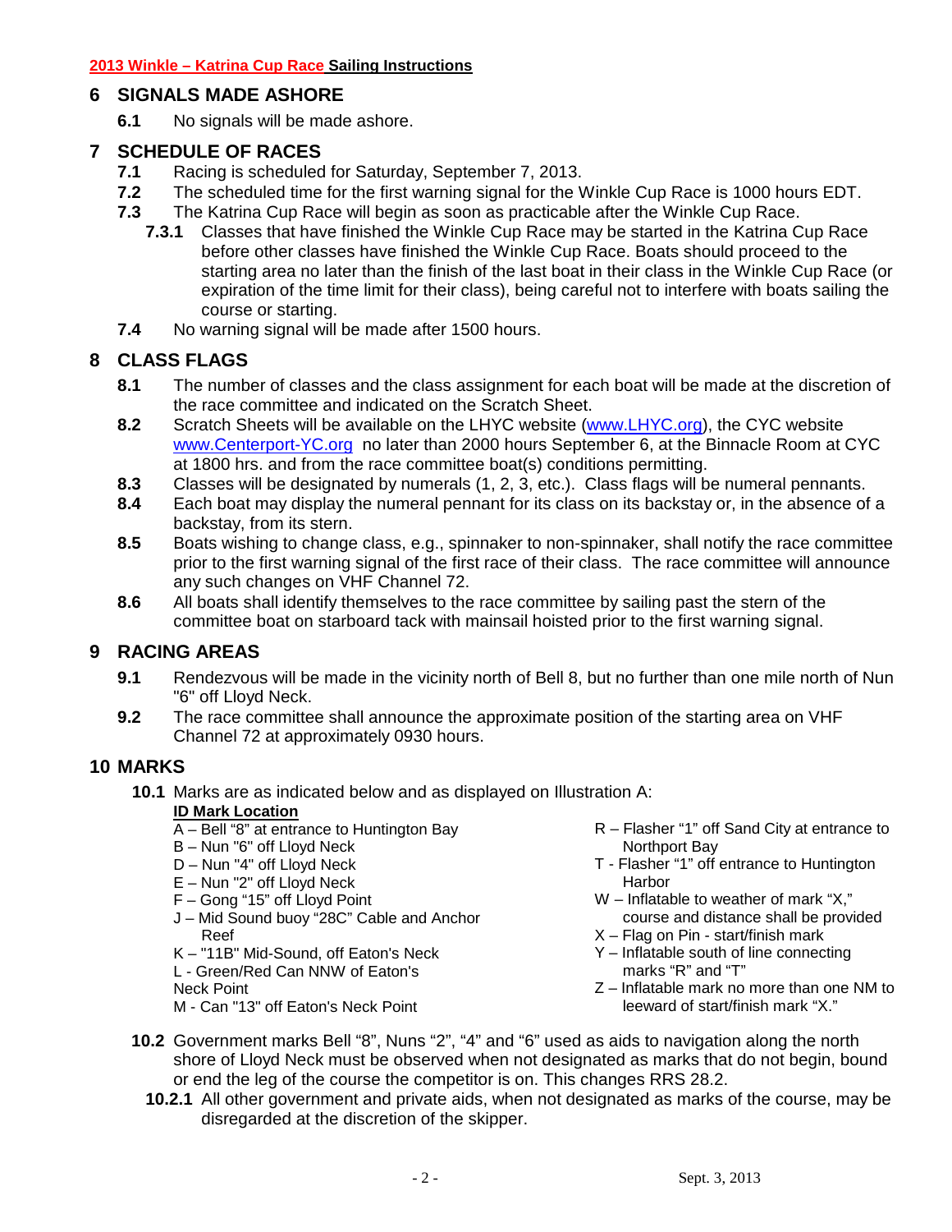## 6 SIGNALS MADE ASHORE

**6.1** No signals will be made ashore.

## 7 SCHEDULE OF RACES

**7.1** Racing is scheduled for Saturday, September 7, 2013.

**7.2** The scheduled time for the first warning signal for the Winkle Cup Race is 1000 hours EDT.

**7.3** The Katrina Cup Race will begin as soon as practicable after the Winkle Cup Race.

**7.3.1** Classes that have finished the Winkle Cup Race may be started in the Katrina Cup Race before other classes have finished the Winkle Cup Race. Boats should proceed to the starting area no later than the finish of the last boat in their class in the Winkle Cup Race (or expiration of the time limit for their class), being careful not to interfere with boats sailing the course or starting.

**7.4** No warning signal will be made after 1500 hours.

## 8 CLASS FLAGS

**8.1** The number of classes and the class assignment for each boat will be made at the discretion of the race committee and indicated on the Scratch Sheet.

**8.2** Scratch Sheets will be available on the LHYC website (www.LHYC.org), the CYC website www.Centerport-YC.org no later than 2000 hours September 6, at the Binnacle Room at CYC at 1800 hrs. and from the race committee boat(s) conditions permitting.

**8.3** Classes will be designated by numerals (1, 2, 3, etc.). Class flags will be numeral pennants.

**8.4** Each boat may display the numeral pennant for its class on its backstay or, in the absence of a backstay, from its stern.

**8.5** Boats wishing to change class, e.g., spinnaker to non-spinnaker, shall notify the race committee prior to the first warning signal of the first race of their class. The race committee will announce any such changes on VHF Channel 72.

**8.6** All boats shall identify themselves to the race committee by sailing past the stern of the committee boat on starboard tack with mainsail hoisted prior to the first warning signal.

## 9 RACING AREAS

**9.1** Rendezvous will be made in the vicinity north of Bell 8, but no further than one mile north of Nun "6" off Lloyd Neck.

**9.2** The race committee shall announce the approximate position of the starting area on VHF Channel 72 at approximately 0930 hours.

## 10 MARKS

**10.1** Marks are as indicated below and as displayed on Illustration A:

**ID Mark Location**

- A – Bell "8" at entrance to Huntington Bay
- B – Nun "6" off Lloyd Neck
- D – Nun "4" off Lloyd Neck
- E – Nun "2" off Lloyd Neck
- F – Gong "15" off Lloyd Point
- J – Mid Sound buoy "28C" Cable and Anchor Reef
- K – "11B" Mid-Sound, off Eaton's Neck
- L - Green/Red Can NNW of Eaton's Neck Point
- M - Can "13" off Eaton's Neck Point
- R – Flasher "1" off Sand City at entrance to Northport Bay
- T - Flasher "1" off entrance to Huntington Harbor
- W – Inflatable to weather of mark "X," course and distance shall be provided
- X – Flag on Pin - start/finish mark
- Y – Inflatable south of line connecting marks "R" and "T"
- Z – Inflatable mark no more than one NM to leeward of start/finish mark "X."

**10.2** Government marks Bell "8", Nuns "2", "4" and "6" used as aids to navigation along the north shore of Lloyd Neck must be observed when not designated as marks that do not begin, bound or end the leg of the course the competitor is on. This changes RRS 28.2.

**10.2.1** All other government and private aids, when not designated as marks of the course, may be disregarded at the discretion of the skipper.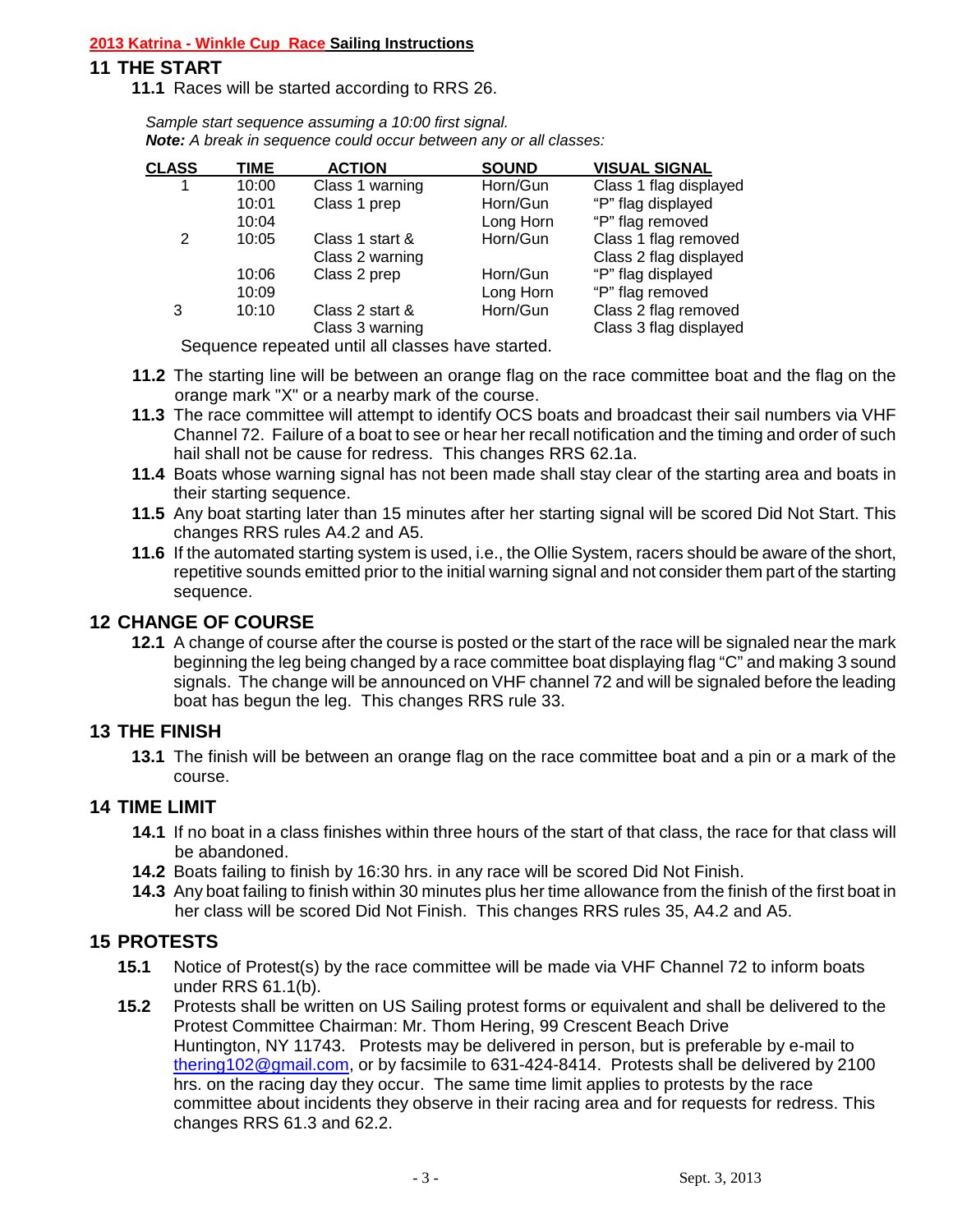## 11 THE START

**11.1** Races will be started according to RRS 26.

*Sample start sequence assuming a 10:00 first signal.*
***Note:** A break in sequence could occur between any or all classes:*

| CLASS | TIME | ACTION | SOUND | VISUAL SIGNAL |
|---|---|---|---|---|
| 1 | 10:00 | Class 1 warning | Horn/Gun | Class 1 flag displayed |
| | 10:01 | Class 1 prep | Horn/Gun | "P" flag displayed |
| | 10:04 | | Long Horn | "P" flag removed |
| 2 | 10:05 | Class 1 start & Class 2 warning | Horn/Gun | Class 1 flag removed Class 2 flag displayed |
| | 10:06 | Class 2 prep | Horn/Gun | "P" flag displayed |
| | 10:09 | | Long Horn | "P" flag removed |
| 3 | 10:10 | Class 2 start & Class 3 warning | Horn/Gun | Class 2 flag removed Class 3 flag displayed |

Sequence repeated until all classes have started.

**11.2** The starting line will be between an orange flag on the race committee boat and the flag on the orange mark "X" or a nearby mark of the course.

**11.3** The race committee will attempt to identify OCS boats and broadcast their sail numbers via VHF Channel 72. Failure of a boat to see or hear her recall notification and the timing and order of such hail shall not be cause for redress. This changes RRS 62.1a.

**11.4** Boats whose warning signal has not been made shall stay clear of the starting area and boats in their starting sequence.

**11.5** Any boat starting later than 15 minutes after her starting signal will be scored Did Not Start. This changes RRS rules A4.2 and A5.

**11.6** If the automated starting system is used, i.e., the Ollie System, racers should be aware of the short, repetitive sounds emitted prior to the initial warning signal and not consider them part of the starting sequence.

## 12 CHANGE OF COURSE

**12.1** A change of course after the course is posted or the start of the race will be signaled near the mark beginning the leg being changed by a race committee boat displaying flag "C" and making 3 sound signals. The change will be announced on VHF channel 72 and will be signaled before the leading boat has begun the leg. This changes RRS rule 33.

## 13 THE FINISH

**13.1** The finish will be between an orange flag on the race committee boat and a pin or a mark of the course.

## 14 TIME LIMIT

**14.1** If no boat in a class finishes within three hours of the start of that class, the race for that class will be abandoned.

**14.2** Boats failing to finish by 16:30 hrs. in any race will be scored Did Not Finish.

**14.3** Any boat failing to finish within 30 minutes plus her time allowance from the finish of the first boat in her class will be scored Did Not Finish. This changes RRS rules 35, A4.2 and A5.

## 15 PROTESTS

**15.1** Notice of Protest(s) by the race committee will be made via VHF Channel 72 to inform boats under RRS 61.1(b).

**15.2** Protests shall be written on US Sailing protest forms or equivalent and shall be delivered to the Protest Committee Chairman: Mr. Thom Hering, 99 Crescent Beach Drive Huntington, NY 11743. Protests may be delivered in person, but is preferable by e-mail to thering102@gmail.com, or by facsimile to 631-424-8414. Protests shall be delivered by 2100 hrs. on the racing day they occur. The same time limit applies to protests by the race committee about incidents they observe in their racing area and for requests for redress. This changes RRS 61.3 and 62.2.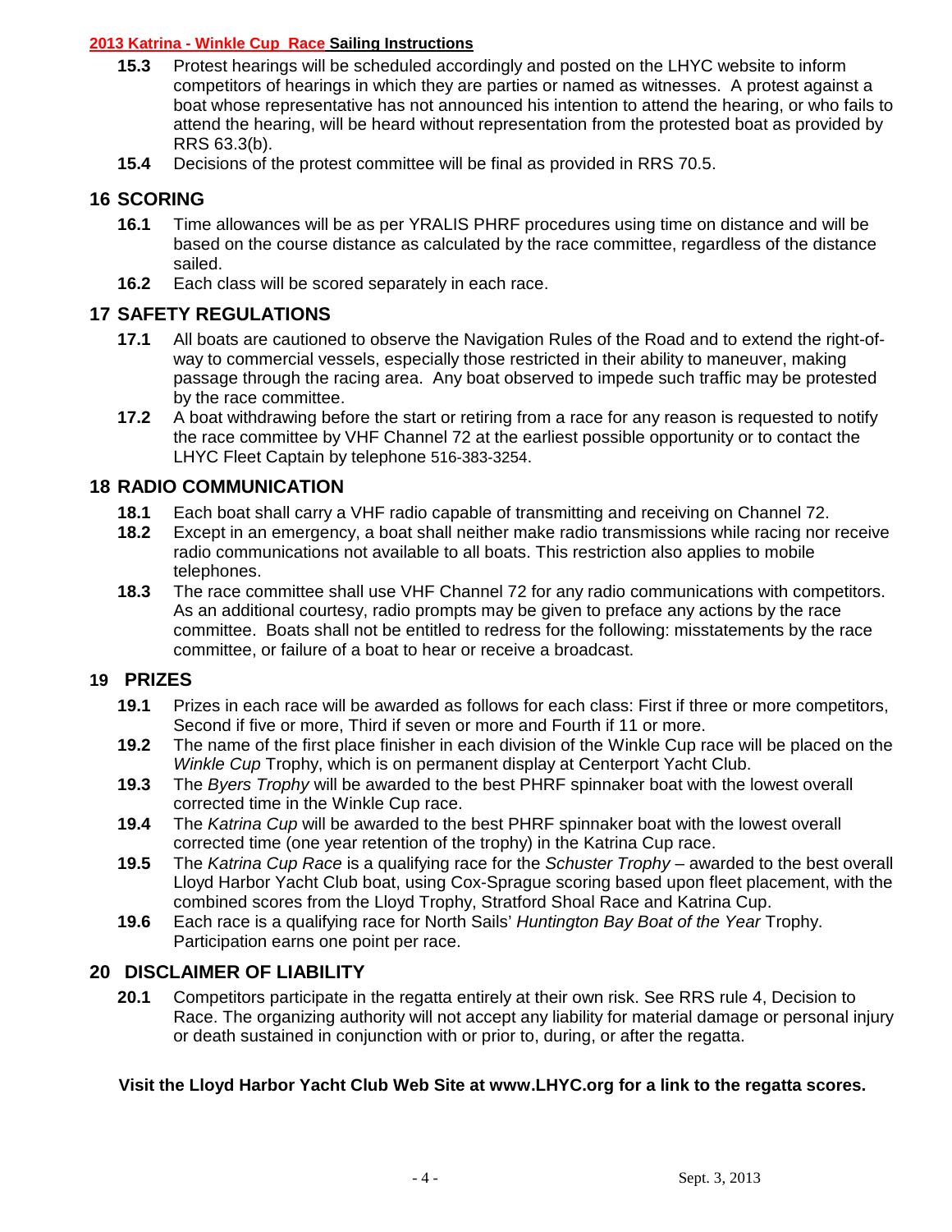**15.3** Protest hearings will be scheduled accordingly and posted on the LHYC website to inform competitors of hearings in which they are parties or named as witnesses. A protest against a boat whose representative has not announced his intention to attend the hearing, or who fails to attend the hearing, will be heard without representation from the protested boat as provided by RRS 63.3(b).

**15.4** Decisions of the protest committee will be final as provided in RRS 70.5.

## 16 SCORING

**16.1** Time allowances will be as per YRALIS PHRF procedures using time on distance and will be based on the course distance as calculated by the race committee, regardless of the distance sailed.

**16.2** Each class will be scored separately in each race.

## 17 SAFETY REGULATIONS

**17.1** All boats are cautioned to observe the Navigation Rules of the Road and to extend the right-of-way to commercial vessels, especially those restricted in their ability to maneuver, making passage through the racing area. Any boat observed to impede such traffic may be protested by the race committee.

**17.2** A boat withdrawing before the start or retiring from a race for any reason is requested to notify the race committee by VHF Channel 72 at the earliest possible opportunity or to contact the LHYC Fleet Captain by telephone 516-383-3254.

## 18 RADIO COMMUNICATION

**18.1** Each boat shall carry a VHF radio capable of transmitting and receiving on Channel 72.

**18.2** Except in an emergency, a boat shall neither make radio transmissions while racing nor receive radio communications not available to all boats. This restriction also applies to mobile telephones.

**18.3** The race committee shall use VHF Channel 72 for any radio communications with competitors. As an additional courtesy, radio prompts may be given to preface any actions by the race committee. Boats shall not be entitled to redress for the following: misstatements by the race committee, or failure of a boat to hear or receive a broadcast.

## 19 PRIZES

**19.1** Prizes in each race will be awarded as follows for each class: First if three or more competitors, Second if five or more, Third if seven or more and Fourth if 11 or more.

**19.2** The name of the first place finisher in each division of the Winkle Cup race will be placed on the *Winkle Cup* Trophy, which is on permanent display at Centerport Yacht Club.

**19.3** The *Byers Trophy* will be awarded to the best PHRF spinnaker boat with the lowest overall corrected time in the Winkle Cup race.

**19.4** The *Katrina Cup* will be awarded to the best PHRF spinnaker boat with the lowest overall corrected time (one year retention of the trophy) in the Katrina Cup race.

**19.5** The *Katrina Cup Race* is a qualifying race for the *Schuster Trophy* – awarded to the best overall Lloyd Harbor Yacht Club boat, using Cox-Sprague scoring based upon fleet placement, with the combined scores from the Lloyd Trophy, Stratford Shoal Race and Katrina Cup.

**19.6** Each race is a qualifying race for North Sails' *Huntington Bay Boat of the Year* Trophy. Participation earns one point per race.

## 20 DISCLAIMER OF LIABILITY

**20.1** Competitors participate in the regatta entirely at their own risk. See RRS rule 4, Decision to Race. The organizing authority will not accept any liability for material damage or personal injury or death sustained in conjunction with or prior to, during, or after the regatta.

**Visit the Lloyd Harbor Yacht Club Web Site at www.LHYC.org for a link to the regatta scores.**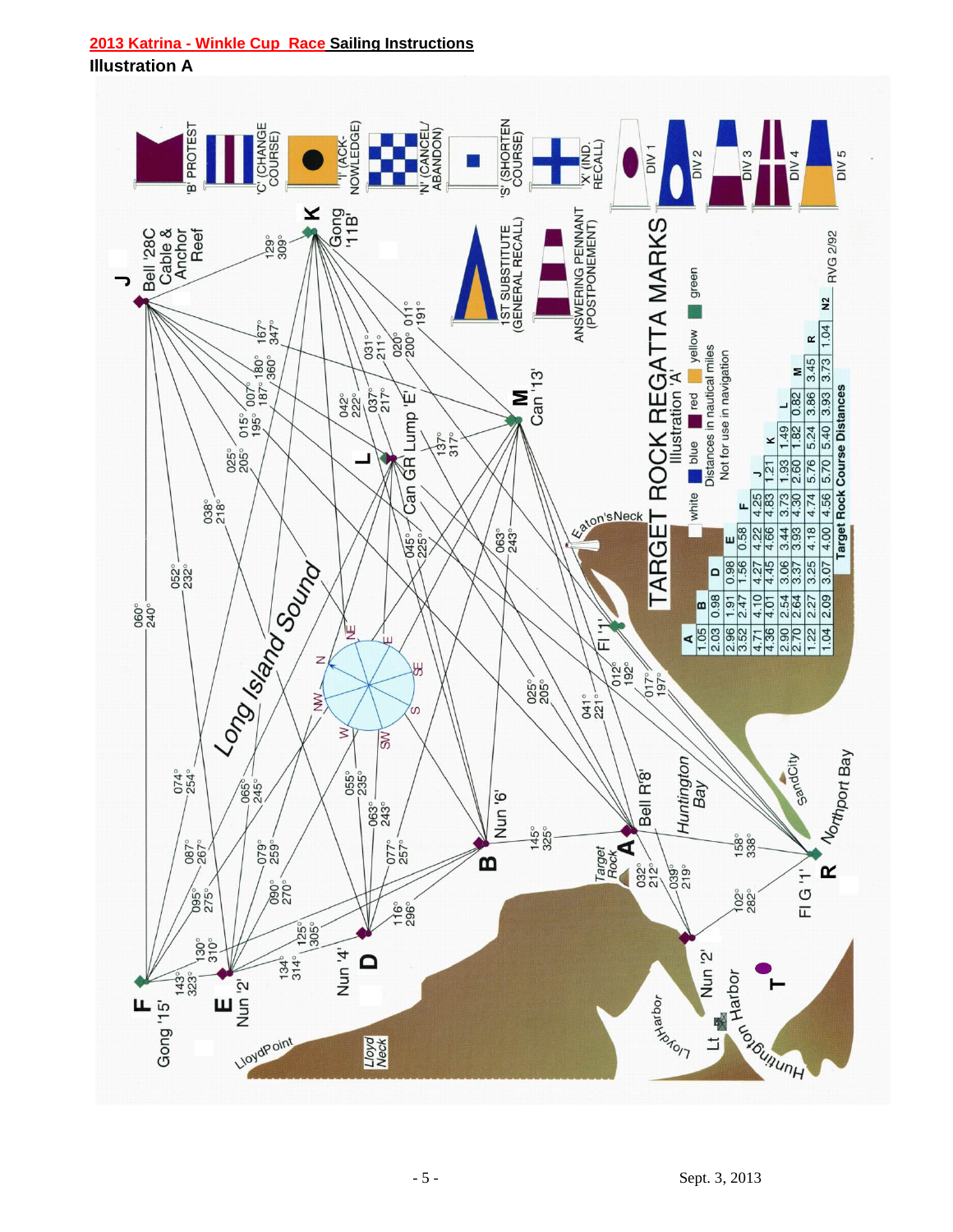**2013 Katrina - Winkle Cup Race Sailing Instructions**

**Illustration A**

# TARGET ROCK REGATTA MARKS

Illustration 'A'

blue / red / yellow / white / green

Distances in nautical miles

Not for use in navigation

RVG 2/92

'B' PROTEST

'C' (CHANGE COURSE)

'I' (ACKNOWLEDGE)

'N' (CANCEL/ ABANDON)

'S' (SHORTEN COURSE)

'X' (IND. RECALL)

1ST SUBSTITUTE (GENERAL RECALL)

ANSWERING PENNANT (POSTPONEMENT)

DIV 1

DIV 2

DIV 3

DIV 4

DIV 5

J Bell '28C Cable & Anchor Reef

K Gong '11B'

M Can '13'

L Can GR Lump 'E'

B Nun '6'

A Bell R'8'

F Gong '15'

E Nun '2'

D Nun '4'

Nun '2'

R Fl G '1'

T

Fl '1'

Lt

Long Island Sound

Eaton's Neck

Huntington Bay

Target Rock

SandCity

Northport Bay

Lloyd Harbor

Huntington Harbor

Lloyd Neck

Lloyd Point

N NE E SE S SW W NW

060° 240°

052° 232°

038° 218°

025° 205°

015° 195°

007° 187°

180° 360°

167° 347°

129° 309°

042° 222°

037° 217°

031° 211°

020° 200°

011° 191°

137° 317°

045° 225°

063° 243°

025° 205°

041° 221°

012° 192°

017° 197°

074° 254°

065° 245°

055° 235°

063° 243°

077° 257°

087° 267°

079° 259°

095° 275°

090° 270°

130° 310°

125° 305°

143° 323°

134° 314°

116° 296°

145° 325°

158° 338°

032° 212°

039° 219°

102° 282°

**Target Rock Course Distances**

| | A | B | D | E | F | J | K | L | M | R |
|---|---|---|---|---|---|---|---|---|---|---|
| B | 1.05 | | | | | | | | | |
| D | 2.03 | 0.98 | | | | | | | | |
| E | 2.96 | 1.91 | 0.98 | | | | | | | |
| F | 3.52 | 2.47 | 1.56 | 0.58 | | | | | | |
| J | 4.36 | 4.01 | 4.45 | 4.66 | 4.83 | | | | | |
| K | 4.71 | 4.10 | 4.27 | 4.22 | 4.25 | 1.21 | | | | |
| L | 2.90 | 2.54 | 3.06 | 3.44 | 3.73 | 1.93 | 1.49 | | | |
| M | 2.70 | 2.64 | 3.37 | 3.93 | 4.30 | 2.60 | 1.82 | 0.82 | | |
| R | 1.22 | 2.27 | 3.25 | 4.18 | 4.74 | 5.76 | 5.24 | 3.86 | 3.45 | |
| N2 | 1.04 | 2.09 | 3.07 | 4.00 | 4.56 | 5.70 | 5.40 | 3.93 | 3.73 | 1.04 |